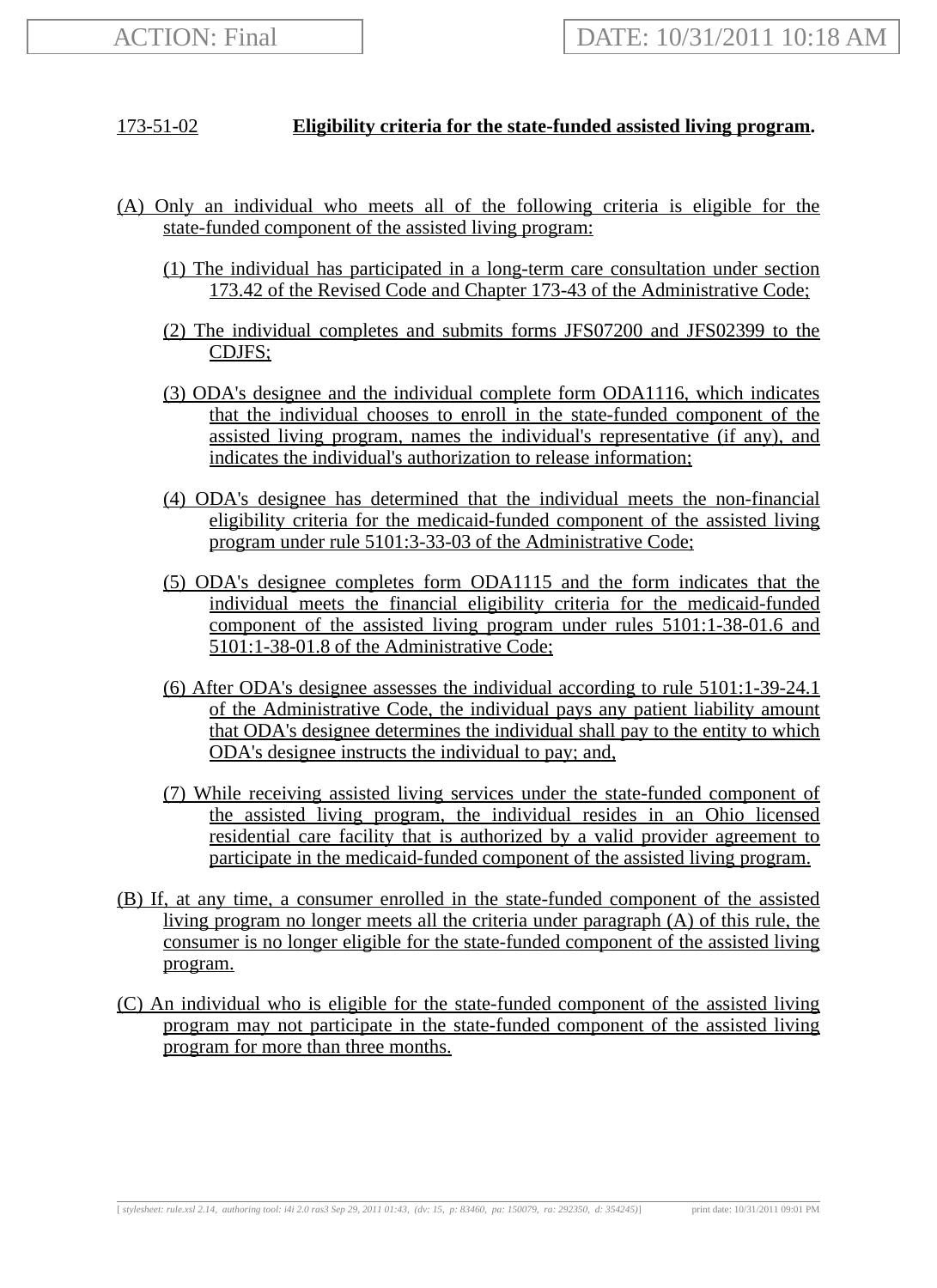ACTION: Final

DATE: 10/31/2011 10:18 AM

## 173-51-02 **Eligibility criteria for the state-funded assisted living program.**

(A) Only an individual who meets all of the following criteria is eligible for the state-funded component of the assisted living program:

(1) The individual has participated in a long-term care consultation under section 173.42 of the Revised Code and Chapter 173-43 of the Administrative Code;

(2) The individual completes and submits forms JFS07200 and JFS02399 to the CDJFS;

(3) ODA's designee and the individual complete form ODA1116, which indicates that the individual chooses to enroll in the state-funded component of the assisted living program, names the individual's representative (if any), and indicates the individual's authorization to release information;

(4) ODA's designee has determined that the individual meets the non-financial eligibility criteria for the medicaid-funded component of the assisted living program under rule 5101:3-33-03 of the Administrative Code;

(5) ODA's designee completes form ODA1115 and the form indicates that the individual meets the financial eligibility criteria for the medicaid-funded component of the assisted living program under rules 5101:1-38-01.6 and 5101:1-38-01.8 of the Administrative Code;

(6) After ODA's designee assesses the individual according to rule 5101:1-39-24.1 of the Administrative Code, the individual pays any patient liability amount that ODA's designee determines the individual shall pay to the entity to which ODA's designee instructs the individual to pay; and,

(7) While receiving assisted living services under the state-funded component of the assisted living program, the individual resides in an Ohio licensed residential care facility that is authorized by a valid provider agreement to participate in the medicaid-funded component of the assisted living program.

(B) If, at any time, a consumer enrolled in the state-funded component of the assisted living program no longer meets all the criteria under paragraph (A) of this rule, the consumer is no longer eligible for the state-funded component of the assisted living program.

(C) An individual who is eligible for the state-funded component of the assisted living program may not participate in the state-funded component of the assisted living program for more than three months.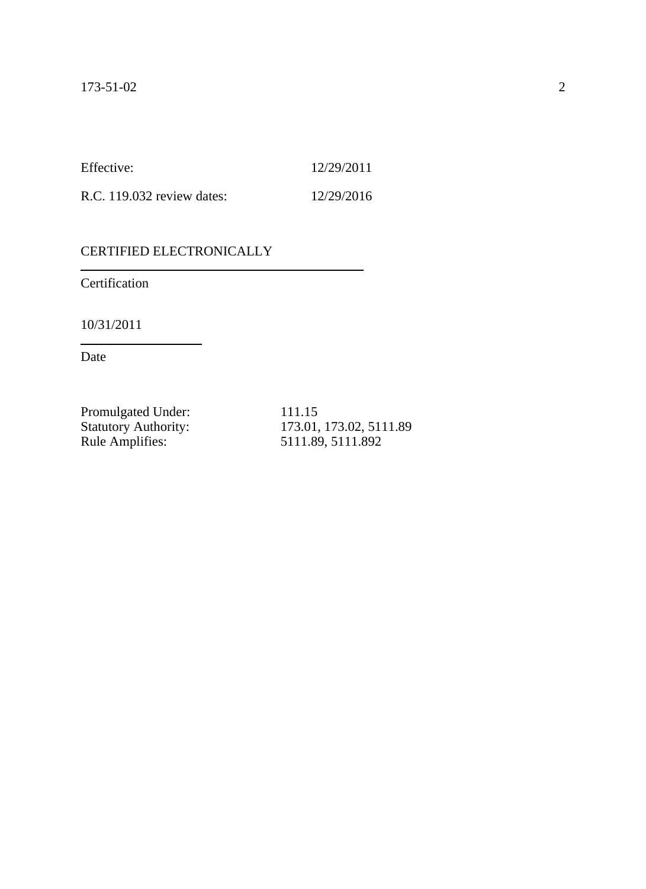Effective: 12/29/2011

R.C. 119.032 review dates: 12/29/2016

CERTIFIED ELECTRONICALLY

Certification

10/31/2011

Date

Promulgated Under: 111.15
Statutory Authority: 173.01, 173.02, 5111.89
Rule Amplifies: 5111.89, 5111.892